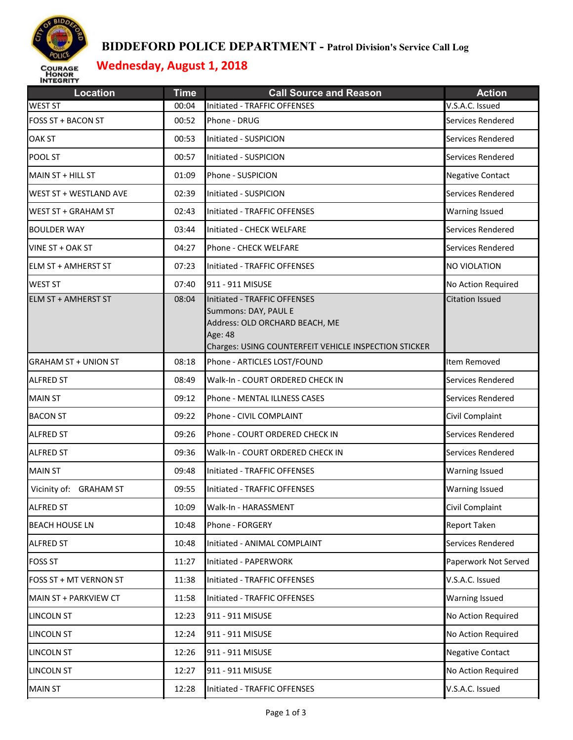# BIDDEFORD POLICE DEPARTMENT - Patrol Division's Service Call Log

COURAGE HONOR INTEGRITY

## Wednesday, August 1, 2018

| Location | Time | Call Source and Reason | Action |
|---|---|---|---|
| WEST ST | 00:04 | Initiated - TRAFFIC OFFENSES | V.S.A.C. Issued |
| FOSS ST + BACON ST | 00:52 | Phone - DRUG | Services Rendered |
| OAK ST | 00:53 | Initiated - SUSPICION | Services Rendered |
| POOL ST | 00:57 | Initiated - SUSPICION | Services Rendered |
| MAIN ST + HILL ST | 01:09 | Phone - SUSPICION | Negative Contact |
| WEST ST + WESTLAND AVE | 02:39 | Initiated - SUSPICION | Services Rendered |
| WEST ST + GRAHAM ST | 02:43 | Initiated - TRAFFIC OFFENSES | Warning Issued |
| BOULDER WAY | 03:44 | Initiated - CHECK WELFARE | Services Rendered |
| VINE ST + OAK ST | 04:27 | Phone - CHECK WELFARE | Services Rendered |
| ELM ST + AMHERST ST | 07:23 | Initiated - TRAFFIC OFFENSES | NO VIOLATION |
| WEST ST | 07:40 | 911 - 911 MISUSE | No Action Required |
| ELM ST + AMHERST ST | 08:04 | Initiated - TRAFFIC OFFENSES<br>Summons: DAY, PAUL E<br>Address: OLD ORCHARD BEACH, ME<br>Age: 48<br>Charges: USING COUNTERFEIT VEHICLE INSPECTION STICKER | Citation Issued |
| GRAHAM ST + UNION ST | 08:18 | Phone - ARTICLES LOST/FOUND | Item Removed |
| ALFRED ST | 08:49 | Walk-In - COURT ORDERED CHECK IN | Services Rendered |
| MAIN ST | 09:12 | Phone - MENTAL ILLNESS CASES | Services Rendered |
| BACON ST | 09:22 | Phone - CIVIL COMPLAINT | Civil Complaint |
| ALFRED ST | 09:26 | Phone - COURT ORDERED CHECK IN | Services Rendered |
| ALFRED ST | 09:36 | Walk-In - COURT ORDERED CHECK IN | Services Rendered |
| MAIN ST | 09:48 | Initiated - TRAFFIC OFFENSES | Warning Issued |
| Vicinity of: GRAHAM ST | 09:55 | Initiated - TRAFFIC OFFENSES | Warning Issued |
| ALFRED ST | 10:09 | Walk-In - HARASSMENT | Civil Complaint |
| BEACH HOUSE LN | 10:48 | Phone - FORGERY | Report Taken |
| ALFRED ST | 10:48 | Initiated - ANIMAL COMPLAINT | Services Rendered |
| FOSS ST | 11:27 | Initiated - PAPERWORK | Paperwork Not Served |
| FOSS ST + MT VERNON ST | 11:38 | Initiated - TRAFFIC OFFENSES | V.S.A.C. Issued |
| MAIN ST + PARKVIEW CT | 11:58 | Initiated - TRAFFIC OFFENSES | Warning Issued |
| LINCOLN ST | 12:23 | 911 - 911 MISUSE | No Action Required |
| LINCOLN ST | 12:24 | 911 - 911 MISUSE | No Action Required |
| LINCOLN ST | 12:26 | 911 - 911 MISUSE | Negative Contact |
| LINCOLN ST | 12:27 | 911 - 911 MISUSE | No Action Required |
| MAIN ST | 12:28 | Initiated - TRAFFIC OFFENSES | V.S.A.C. Issued |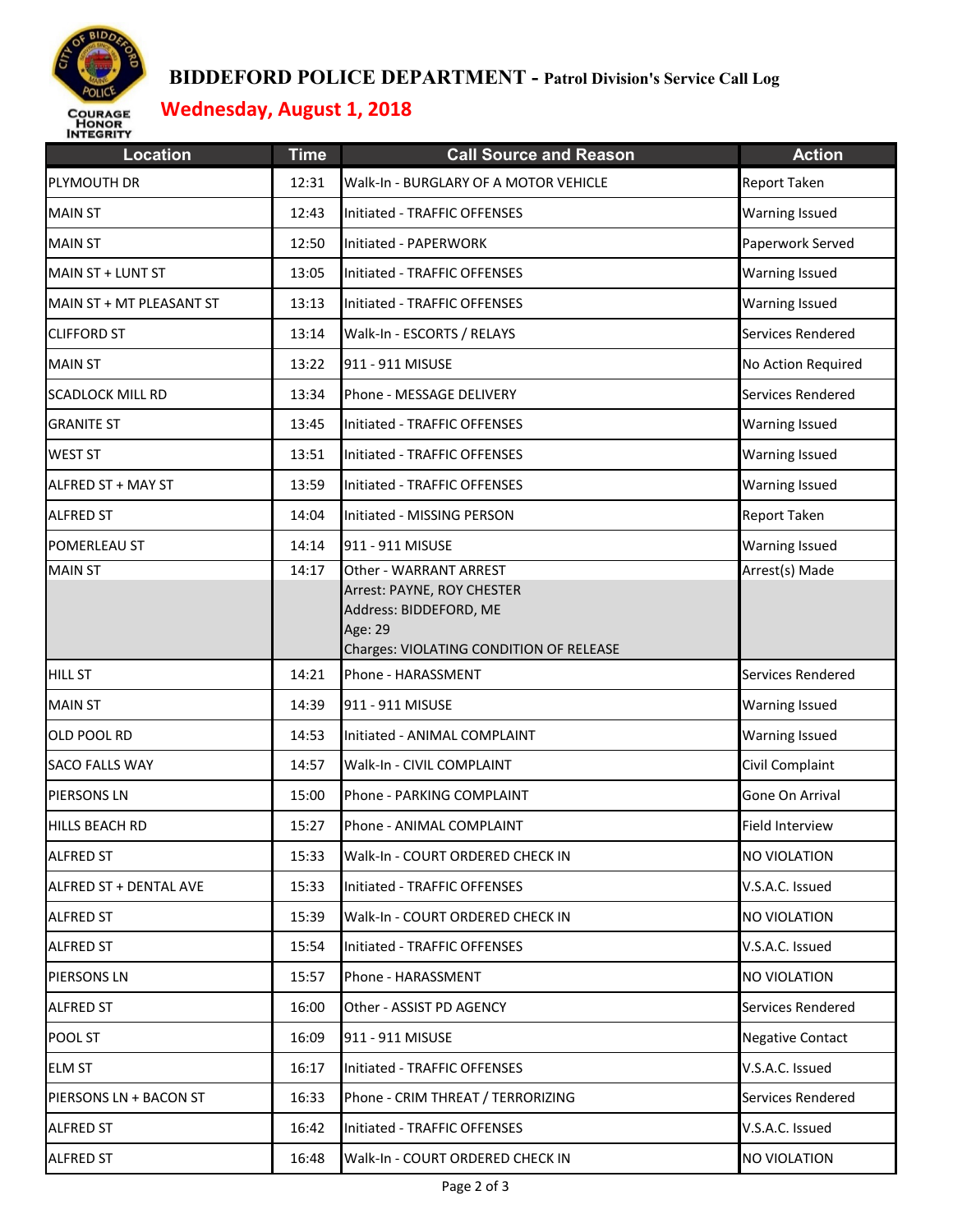# BIDDEFORD POLICE DEPARTMENT - Patrol Division's Service Call Log

## Wednesday, August 1, 2018

| Location | Time | Call Source and Reason | Action |
|---|---|---|---|
| PLYMOUTH DR | 12:31 | Walk-In - BURGLARY OF A MOTOR VEHICLE | Report Taken |
| MAIN ST | 12:43 | Initiated - TRAFFIC OFFENSES | Warning Issued |
| MAIN ST | 12:50 | Initiated - PAPERWORK | Paperwork Served |
| MAIN ST + LUNT ST | 13:05 | Initiated - TRAFFIC OFFENSES | Warning Issued |
| MAIN ST + MT PLEASANT ST | 13:13 | Initiated - TRAFFIC OFFENSES | Warning Issued |
| CLIFFORD ST | 13:14 | Walk-In - ESCORTS / RELAYS | Services Rendered |
| MAIN ST | 13:22 | 911 - 911 MISUSE | No Action Required |
| SCADLOCK MILL RD | 13:34 | Phone - MESSAGE DELIVERY | Services Rendered |
| GRANITE ST | 13:45 | Initiated - TRAFFIC OFFENSES | Warning Issued |
| WEST ST | 13:51 | Initiated - TRAFFIC OFFENSES | Warning Issued |
| ALFRED ST + MAY ST | 13:59 | Initiated - TRAFFIC OFFENSES | Warning Issued |
| ALFRED ST | 14:04 | Initiated - MISSING PERSON | Report Taken |
| POMERLEAU ST | 14:14 | 911 - 911 MISUSE | Warning Issued |
| MAIN ST | 14:17 | Other - WARRANT ARREST | Arrest(s) Made |
| | | Arrest: PAYNE, ROY CHESTER<br>Address: BIDDEFORD, ME<br>Age: 29<br>Charges: VIOLATING CONDITION OF RELEASE | |
| HILL ST | 14:21 | Phone - HARASSMENT | Services Rendered |
| MAIN ST | 14:39 | 911 - 911 MISUSE | Warning Issued |
| OLD POOL RD | 14:53 | Initiated - ANIMAL COMPLAINT | Warning Issued |
| SACO FALLS WAY | 14:57 | Walk-In - CIVIL COMPLAINT | Civil Complaint |
| PIERSONS LN | 15:00 | Phone - PARKING COMPLAINT | Gone On Arrival |
| HILLS BEACH RD | 15:27 | Phone - ANIMAL COMPLAINT | Field Interview |
| ALFRED ST | 15:33 | Walk-In - COURT ORDERED CHECK IN | NO VIOLATION |
| ALFRED ST + DENTAL AVE | 15:33 | Initiated - TRAFFIC OFFENSES | V.S.A.C. Issued |
| ALFRED ST | 15:39 | Walk-In - COURT ORDERED CHECK IN | NO VIOLATION |
| ALFRED ST | 15:54 | Initiated - TRAFFIC OFFENSES | V.S.A.C. Issued |
| PIERSONS LN | 15:57 | Phone - HARASSMENT | NO VIOLATION |
| ALFRED ST | 16:00 | Other - ASSIST PD AGENCY | Services Rendered |
| POOL ST | 16:09 | 911 - 911 MISUSE | Negative Contact |
| ELM ST | 16:17 | Initiated - TRAFFIC OFFENSES | V.S.A.C. Issued |
| PIERSONS LN + BACON ST | 16:33 | Phone - CRIM THREAT / TERRORIZING | Services Rendered |
| ALFRED ST | 16:42 | Initiated - TRAFFIC OFFENSES | V.S.A.C. Issued |
| ALFRED ST | 16:48 | Walk-In - COURT ORDERED CHECK IN | NO VIOLATION |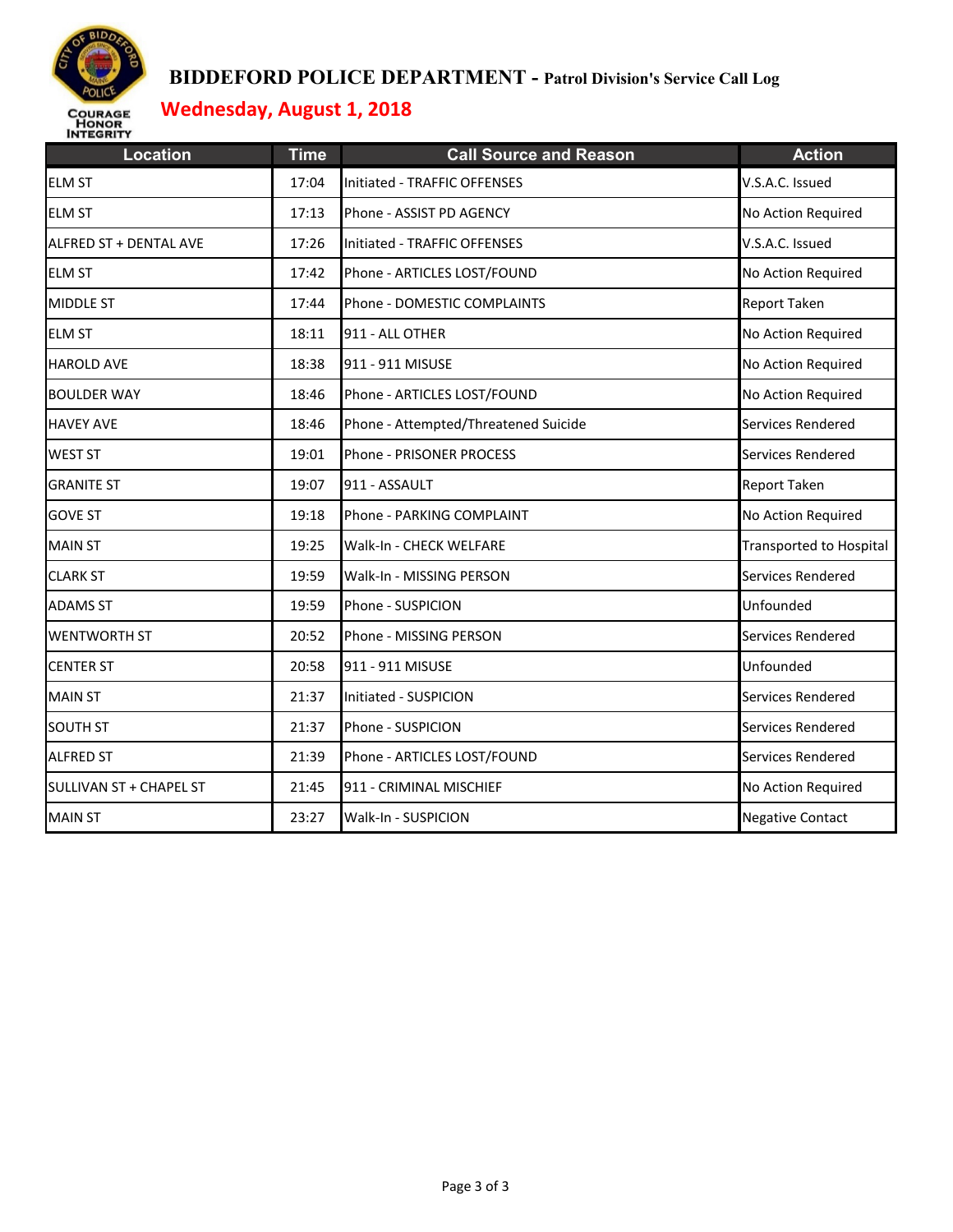# BIDDEFORD POLICE DEPARTMENT - Patrol Division's Service Call Log

COURAGE
HONOR
INTEGRITY

## Wednesday, August 1, 2018

| Location | Time | Call Source and Reason | Action |
|---|---|---|---|
| ELM ST | 17:04 | Initiated - TRAFFIC OFFENSES | V.S.A.C. Issued |
| ELM ST | 17:13 | Phone - ASSIST PD AGENCY | No Action Required |
| ALFRED ST + DENTAL AVE | 17:26 | Initiated - TRAFFIC OFFENSES | V.S.A.C. Issued |
| ELM ST | 17:42 | Phone - ARTICLES LOST/FOUND | No Action Required |
| MIDDLE ST | 17:44 | Phone - DOMESTIC COMPLAINTS | Report Taken |
| ELM ST | 18:11 | 911 - ALL OTHER | No Action Required |
| HAROLD AVE | 18:38 | 911 - 911 MISUSE | No Action Required |
| BOULDER WAY | 18:46 | Phone - ARTICLES LOST/FOUND | No Action Required |
| HAVEY AVE | 18:46 | Phone - Attempted/Threatened Suicide | Services Rendered |
| WEST ST | 19:01 | Phone - PRISONER PROCESS | Services Rendered |
| GRANITE ST | 19:07 | 911 - ASSAULT | Report Taken |
| GOVE ST | 19:18 | Phone - PARKING COMPLAINT | No Action Required |
| MAIN ST | 19:25 | Walk-In - CHECK WELFARE | Transported to Hospital |
| CLARK ST | 19:59 | Walk-In - MISSING PERSON | Services Rendered |
| ADAMS ST | 19:59 | Phone - SUSPICION | Unfounded |
| WENTWORTH ST | 20:52 | Phone - MISSING PERSON | Services Rendered |
| CENTER ST | 20:58 | 911 - 911 MISUSE | Unfounded |
| MAIN ST | 21:37 | Initiated - SUSPICION | Services Rendered |
| SOUTH ST | 21:37 | Phone - SUSPICION | Services Rendered |
| ALFRED ST | 21:39 | Phone - ARTICLES LOST/FOUND | Services Rendered |
| SULLIVAN ST + CHAPEL ST | 21:45 | 911 - CRIMINAL MISCHIEF | No Action Required |
| MAIN ST | 23:27 | Walk-In - SUSPICION | Negative Contact |